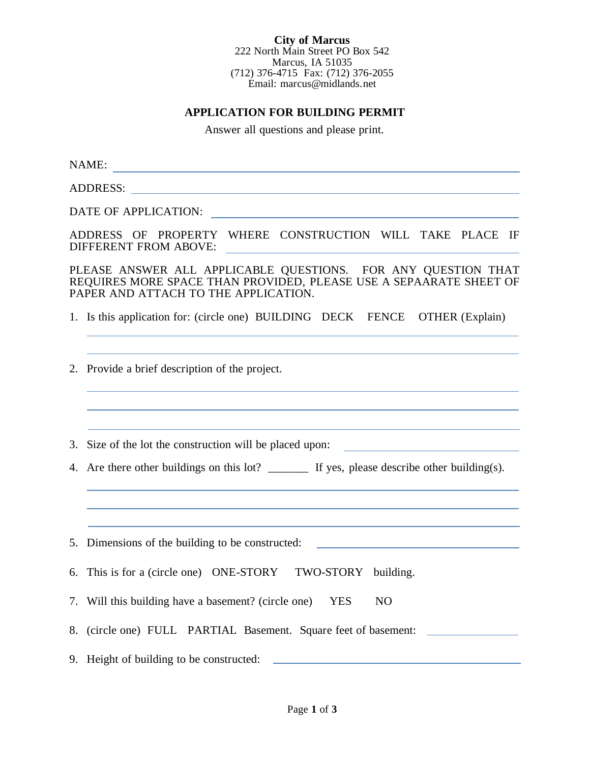**City of Marcus**
222 North Main Street PO Box 542
Marcus, IA 51035
(712) 376-4715 Fax: (712) 376-2055
Email: marcus@midlands.net

## APPLICATION FOR BUILDING PERMIT

Answer all questions and please print.

NAME: ______________________________________________

ADDRESS: ______________________________________________

DATE OF APPLICATION: ______________________________________________

ADDRESS OF PROPERTY WHERE CONSTRUCTION WILL TAKE PLACE IF DIFFERENT FROM ABOVE: ______________________________________________

PLEASE ANSWER ALL APPLICABLE QUESTIONS. FOR ANY QUESTION THAT REQUIRES MORE SPACE THAN PROVIDED, PLEASE USE A SEPAARATE SHEET OF PAPER AND ATTACH TO THE APPLICATION.

1. Is this application for: (circle one) BUILDING DECK FENCE OTHER (Explain)

   ______________________________________________

   ______________________________________________

2. Provide a brief description of the project.

   ______________________________________________

   ______________________________________________

   ______________________________________________

3. Size of the lot the construction will be placed upon: ______________________

4. Are there other buildings on this lot? _______ If yes, please describe other building(s).

   ______________________________________________

   ______________________________________________

   ______________________________________________

5. Dimensions of the building to be constructed: ______________________

6. This is for a (circle one) ONE-STORY TWO-STORY building.

7. Will this building have a basement? (circle one) YES NO

8. (circle one) FULL PARTIAL Basement. Square feet of basement: ____________

9. Height of building to be constructed: ______________________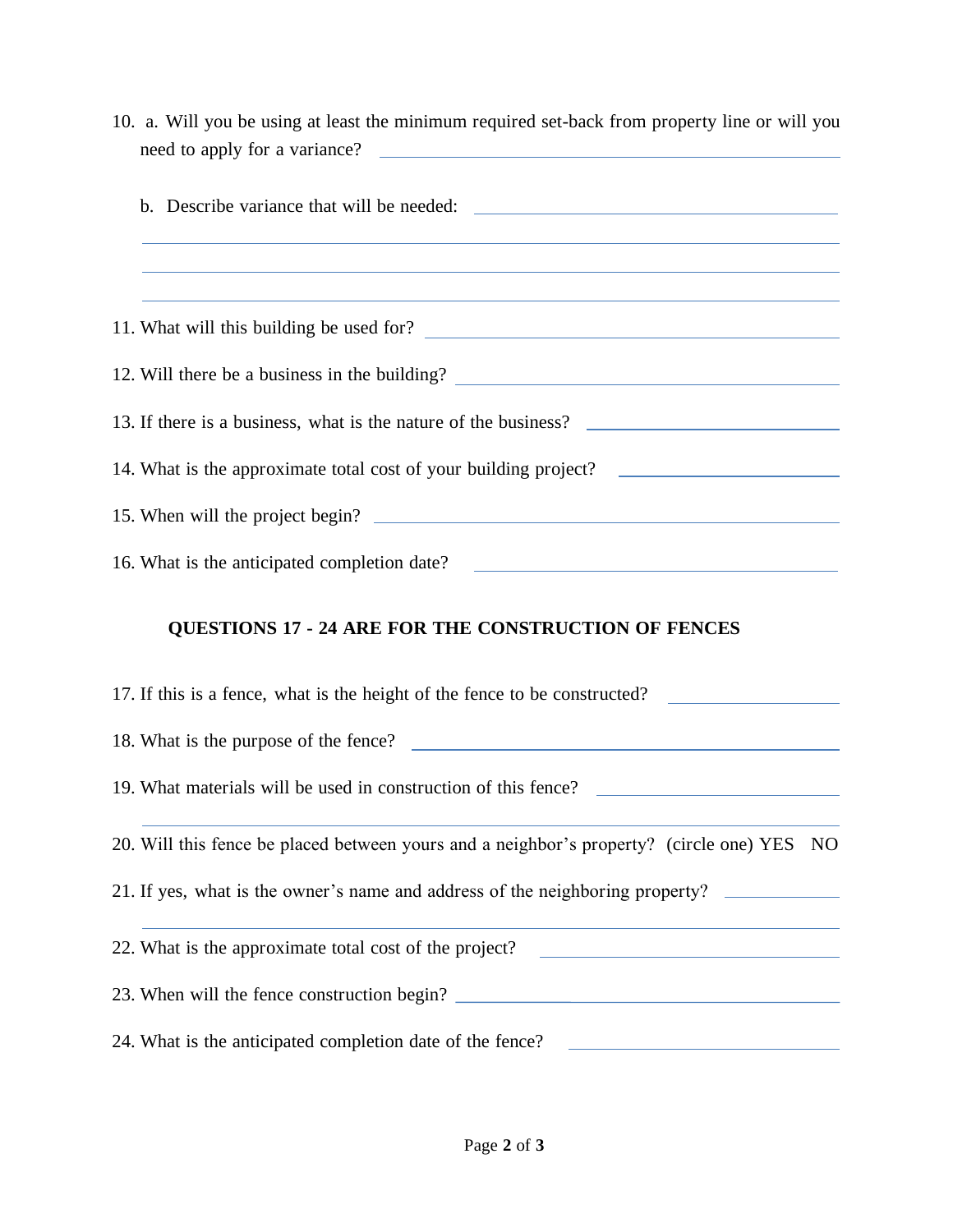10. a. Will you be using at least the minimum required set-back from property line or will you need to apply for a variance? ______________________________

    b. Describe variance that will be needed: ______________________________

    ______________________________________________________________

    ______________________________________________________________

    ______________________________________________________________

11. What will this building be used for? ______________________________

12. Will there be a business in the building? ______________________________

13. If there is a business, what is the nature of the business? ______________________________

14. What is the approximate total cost of your building project? ______________________________

15. When will the project begin? ______________________________

16. What is the anticipated completion date? ______________________________

**QUESTIONS 17 - 24 ARE FOR THE CONSTRUCTION OF FENCES**

17. If this is a fence, what is the height of the fence to be constructed? ______________

18. What is the purpose of the fence? ______________________________

19. What materials will be used in construction of this fence? ______________________________

    ______________________________________________________________

20. Will this fence be placed between yours and a neighbor's property? (circle one) YES NO

21. If yes, what is the owner's name and address of the neighboring property? ______________

    ______________________________________________________________

22. What is the approximate total cost of the project? ______________________________

23. When will the fence construction begin? ______________________________

24. What is the anticipated completion date of the fence? ______________________________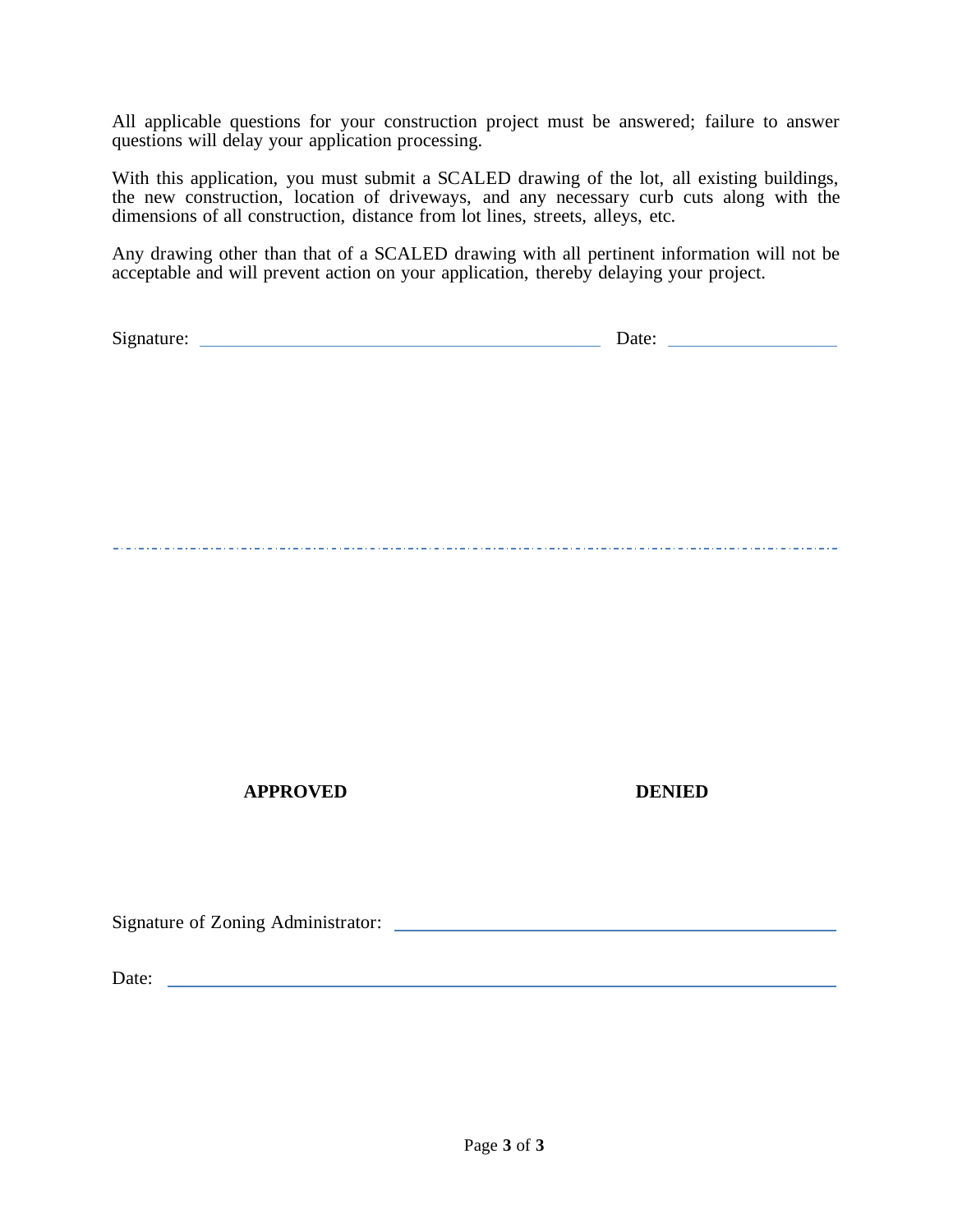All applicable questions for your construction project must be answered; failure to answer questions will delay your application processing.

With this application, you must submit a SCALED drawing of the lot, all existing buildings, the new construction, location of driveways, and any necessary curb cuts along with the dimensions of all construction, distance from lot lines, streets, alleys, etc.

Any drawing other than that of a SCALED drawing with all pertinent information will not be acceptable and will prevent action on your application, thereby delaying your project.

Signature: ______________________________ Date: ______________

---

**APPROVED** **DENIED**

Signature of Zoning Administrator: ______________________________

Date: ______________________________